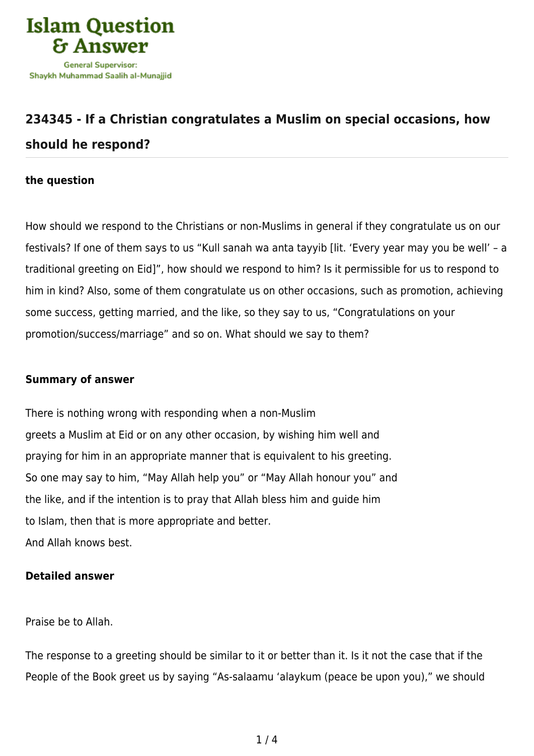## 234345 - If a Christian congratulates a Muslim on special occasions, how should he respond?

### the question

How should we respond to the Christians or non-Muslims in general if they congratulate us on our festivals? If one of them says to us "Kull sanah wa anta tayyib [lit. 'Every year may you be well' – a traditional greeting on Eid]", how should we respond to him? Is it permissible for us to respond to him in kind? Also, some of them congratulate us on other occasions, such as promotion, achieving some success, getting married, and the like, so they say to us, "Congratulations on your promotion/success/marriage" and so on. What should we say to them?

### Summary of answer

There is nothing wrong with responding when a non-Muslim greets a Muslim at Eid or on any other occasion, by wishing him well and praying for him in an appropriate manner that is equivalent to his greeting. So one may say to him, "May Allah help you" or "May Allah honour you" and the like, and if the intention is to pray that Allah bless him and guide him to Islam, then that is more appropriate and better.
And Allah knows best.

### Detailed answer

Praise be to Allah.

The response to a greeting should be similar to it or better than it. Is it not the case that if the People of the Book greet us by saying "As-salaamu 'alaykum (peace be upon you)," we should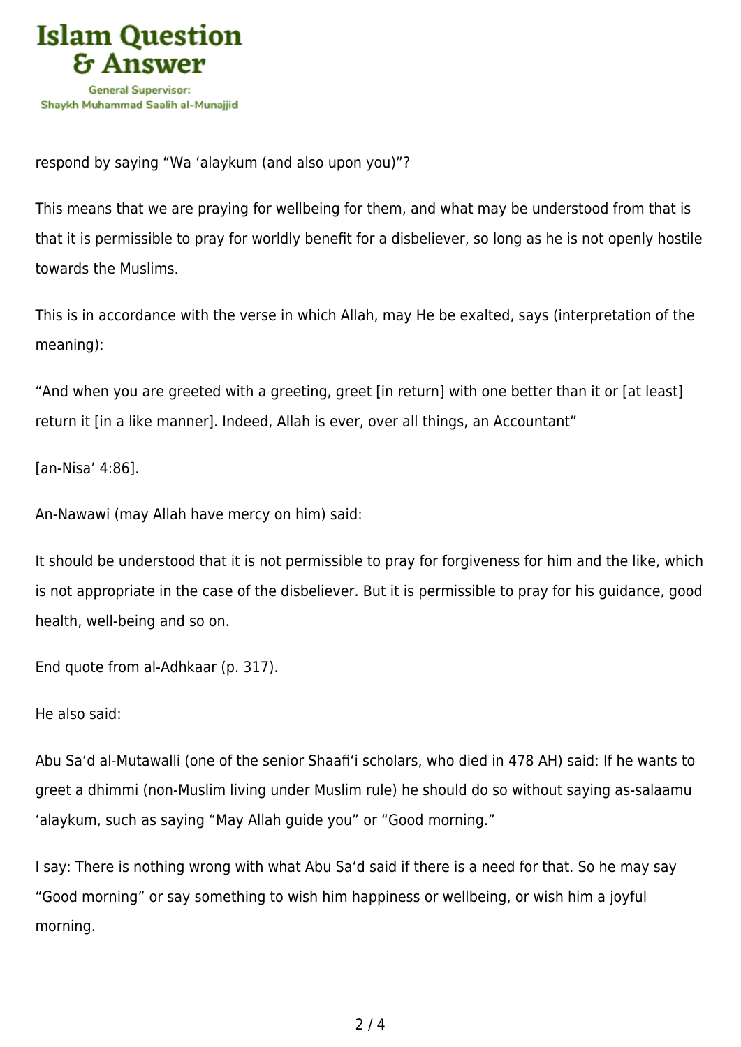respond by saying “Wa ‘alaykum (and also upon you)”?

This means that we are praying for wellbeing for them, and what may be understood from that is that it is permissible to pray for worldly benefit for a disbeliever, so long as he is not openly hostile towards the Muslims.

This is in accordance with the verse in which Allah, may He be exalted, says (interpretation of the meaning):

“And when you are greeted with a greeting, greet [in return] with one better than it or [at least] return it [in a like manner]. Indeed, Allah is ever, over all things, an Accountant”

[an-Nisa’ 4:86].

An-Nawawi (may Allah have mercy on him) said:

It should be understood that it is not permissible to pray for forgiveness for him and the like, which is not appropriate in the case of the disbeliever. But it is permissible to pray for his guidance, good health, well-being and so on.

End quote from al-Adhkaar (p. 317).

He also said:

Abu Sa‘d al-Mutawalli (one of the senior Shaafi‘i scholars, who died in 478 AH) said: If he wants to greet a dhimmi (non-Muslim living under Muslim rule) he should do so without saying as-salaamu ‘alaykum, such as saying “May Allah guide you” or “Good morning.”

I say: There is nothing wrong with what Abu Sa‘d said if there is a need for that. So he may say “Good morning” or say something to wish him happiness or wellbeing, or wish him a joyful morning.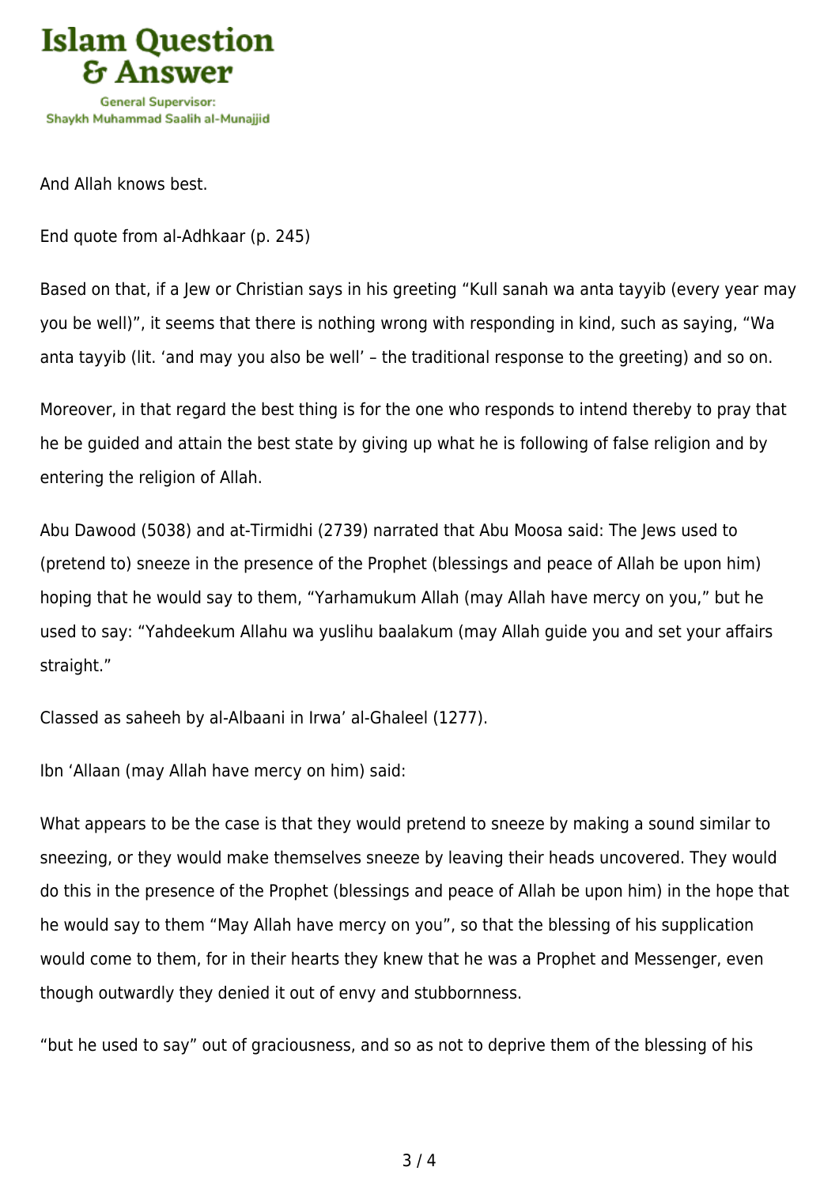And Allah knows best.

End quote from al-Adhkaar (p. 245)

Based on that, if a Jew or Christian says in his greeting “Kull sanah wa anta tayyib (every year may you be well)”, it seems that there is nothing wrong with responding in kind, such as saying, “Wa anta tayyib (lit. ‘and may you also be well’ – the traditional response to the greeting) and so on.

Moreover, in that regard the best thing is for the one who responds to intend thereby to pray that he be guided and attain the best state by giving up what he is following of false religion and by entering the religion of Allah.

Abu Dawood (5038) and at-Tirmidhi (2739) narrated that Abu Moosa said: The Jews used to (pretend to) sneeze in the presence of the Prophet (blessings and peace of Allah be upon him) hoping that he would say to them, “Yarhamukum Allah (may Allah have mercy on you,” but he used to say: “Yahdeekum Allahu wa yuslihu baalakum (may Allah guide you and set your affairs straight.”

Classed as saheeh by al-Albaani in Irwa’ al-Ghaleel (1277).

Ibn ‘Allaan (may Allah have mercy on him) said:

What appears to be the case is that they would pretend to sneeze by making a sound similar to sneezing, or they would make themselves sneeze by leaving their heads uncovered. They would do this in the presence of the Prophet (blessings and peace of Allah be upon him) in the hope that he would say to them “May Allah have mercy on you”, so that the blessing of his supplication would come to them, for in their hearts they knew that he was a Prophet and Messenger, even though outwardly they denied it out of envy and stubbornness.

“but he used to say” out of graciousness, and so as not to deprive them of the blessing of his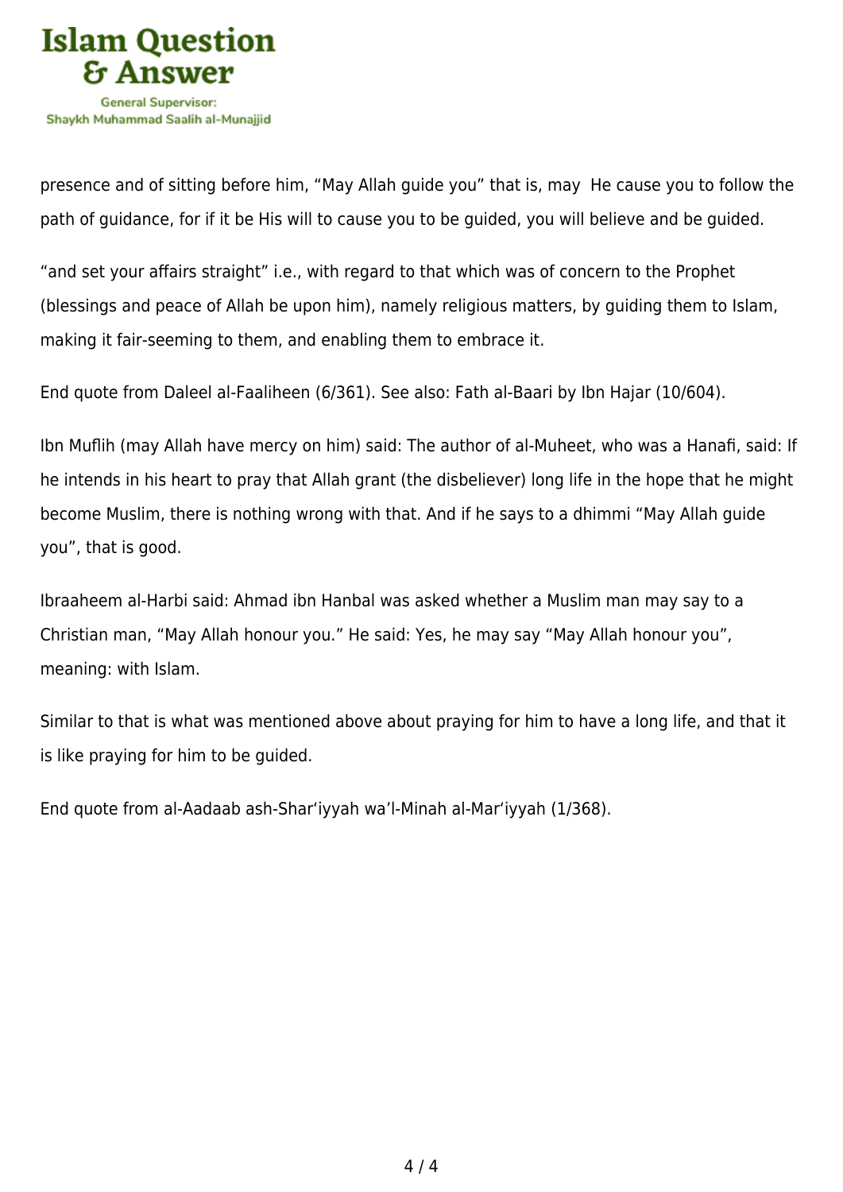presence and of sitting before him, “May Allah guide you” that is, may He cause you to follow the path of guidance, for if it be His will to cause you to be guided, you will believe and be guided.

“and set your affairs straight” i.e., with regard to that which was of concern to the Prophet (blessings and peace of Allah be upon him), namely religious matters, by guiding them to Islam, making it fair-seeming to them, and enabling them to embrace it.

End quote from Daleel al-Faaliheen (6/361). See also: Fath al-Baari by Ibn Hajar (10/604).

Ibn Muflih (may Allah have mercy on him) said: The author of al-Muheet, who was a Hanafi, said: If he intends in his heart to pray that Allah grant (the disbeliever) long life in the hope that he might become Muslim, there is nothing wrong with that. And if he says to a dhimmi “May Allah guide you”, that is good.

Ibraaheem al-Harbi said: Ahmad ibn Hanbal was asked whether a Muslim man may say to a Christian man, “May Allah honour you.” He said: Yes, he may say “May Allah honour you”, meaning: with Islam.

Similar to that is what was mentioned above about praying for him to have a long life, and that it is like praying for him to be guided.

End quote from al-Aadaab ash-Shar‘iyyah wa’l-Minah al-Mar‘iyyah (1/368).